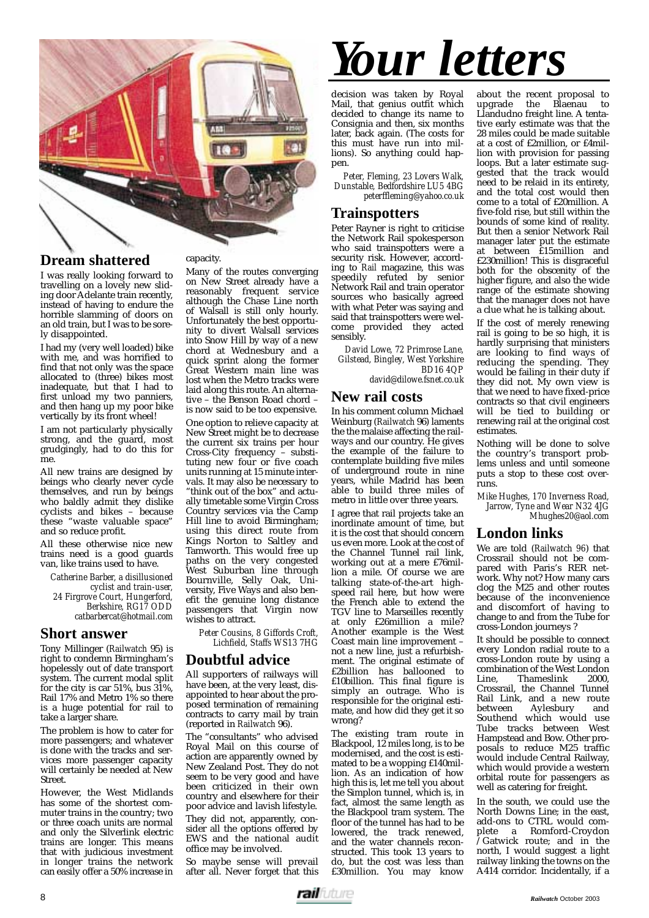# Your letters

## Dream shattered

I was really looking forward to travelling on a lovely new sliding door Adelante train recently, instead of having to endure the horrible slamming of doors on an old train, but I was to be sorely disappointed.

I had my (very well loaded) bike with me, and was horrified to find that not only was the space allocated to (three) bikes most inadequate, but that I had to first unload my two panniers, and then hang up my poor bike vertically by its front wheel!

I am not particularly physically strong, and the guard, most grudgingly, had to do this for me.

All new trains are designed by beings who clearly never cycle themselves, and run by beings who baldly admit they dislike cyclists and bikes – because these "waste valuable space" and so reduce profit.

All these otherwise nice new trains need is a good guards van, like trains used to have.

*Catherine Barber, a disillusioned cyclist and train-user, 24 Firgrove Court, Hungerford, Berkshire, RG17 ODD catbarbercat@hotmail.com*

## Short answer

Tony Millinger (*Railwatch* 95) is right to condemn Birmingham's hopelessly out of date transport system. The current modal split for the city is car 51%, bus 31%, Rail 17% and Metro 1% so there is a huge potential for rail to take a larger share.

The problem is how to cater for more passengers; and whatever is done with the tracks and services more passenger capacity will certainly be needed at New Street.

However, the West Midlands has some of the shortest commuter trains in the country; two or three coach units are normal and only the Silverlink electric trains are longer. This means that with judicious investment in longer trains the network can easily offer a 50% increase in capacity.

Many of the routes converging on New Street already have a reasonably frequent service although the Chase Line north of Walsall is still only hourly. Unfortunately the best opportunity to divert Walsall services into Snow Hill by way of a new chord at Wednesbury and a quick sprint along the former Great Western main line was lost when the Metro tracks were laid along this route. An alternative – the Benson Road chord – is now said to be too expensive.

One option to relieve capacity at New Street might be to decrease the current six trains per hour Cross-City frequency – substituting new four or five coach units running at 15 minute intervals. It may also be necessary to "think out of the box" and actually timetable some Virgin Cross Country services via the Camp Hill line to avoid Birmingham; using this direct route from Kings Norton to Saltley and Tamworth. This would free up paths on the very congested West Suburban line through Bournville, Selly Oak, University, Five Ways and also benefit the genuine long distance passengers that Virgin now wishes to attract.

*Peter Cousins, 8 Giffords Croft, Lichfield, Staffs WS13 7HG*

## Doubtful advice

All supporters of railways will have been, at the very least, disappointed to hear about the proposed termination of remaining contracts to carry mail by train (reported in *Railwatch* 96).

The "consultants" who advised Royal Mail on this course of action are apparently owned by New Zealand Post. They do not seem to be very good and have been criticized in their own country and elsewhere for their poor advice and lavish lifestyle.

They did not, apparently, consider all the options offered by EWS and the national audit office may be involved.

So maybe sense will prevail after all. Never forget that this decision was taken by Royal Mail, that genius outfit which decided to change its name to Consignia and then, six months later, back again. (The costs for this must have run into millions). So anything could happen.

*Peter, Fleming, 23 Lovers Walk, Dunstable, Bedfordshire LU5 4BG peterffleming@yahoo.co.uk*

## Trainspotters

Peter Rayner is right to criticise the Network Rail spokesperson who said trainspotters were a security risk. However, according to *Rail* magazine, this was speedily refuted by senior Network Rail and train operator sources who basically agreed with what Peter was saying and said that trainspotters were welcome provided they acted sensibly.

*David Lowe, 72 Primrose Lane, Gilstead, Bingley, West Yorkshire BD16 4QP david@dilowe.fsnet.co.uk*

## New rail costs

In his comment column Michael Weinburg (*Railwatch* 96) laments the the malaise affecting the railways and our country. He gives the example of the failure to contemplate building five miles of underground route in nine years, while Madrid has been able to build three miles of metro in little over three years.

I agree that rail projects take an inordinate amount of time, but it is the cost that should concern us even more. Look at the cost of the Channel Tunnel rail link, working out at a mere £76million a mile. Of course we are talking state-of-the-art high-speed rail here, but how were the French able to extend the TGV line to Marseilles recently at only £26million a mile? Another example is the West Coast main line improvement – not a new line, just a refurbishment. The original estimate of £2billion has ballooned to £10billion. This final figure is simply an outrage. Who is responsible for the original estimate, and how did they get it so wrong?

The existing tram route in Blackpool, 12 miles long, is to be modernised, and the cost is estimated to be a wopping £140million. As an indication of how high this is, let me tell you about the Simplon tunnel, which is, in fact, almost the same length as the Blackpool tram system. The floor of the tunnel has had to be lowered, the track renewed, and the water channels reconstructed. This took 13 years to do, but the cost was less than £30million. You may know about the recent proposal to upgrade the Blaenau to Llandudno freight line. A tentative early estimate was that the 28 miles could be made suitable at a cost of £2million, or £4million with provision for passing loops. But a later estimate suggested that the track would need to be relaid in its entirety, and the total cost would then come to a total of £20million. A five-fold rise, but still within the bounds of some kind of reality. But then a senior Network Rail manager later put the estimate at between £15million and £230million! This is disgraceful both for the obscenity of the higher figure, and also the wide range of the estimate showing that the manager does not have a clue what he is talking about.

If the cost of merely renewing rail is going to be so high, it is hardly surprising that ministers are looking to find ways of reducing the spending. They would be failing in their duty if they did not. My own view is that we need to have fixed-price contracts so that civil engineers will be tied to building or renewing rail at the original cost estimates.

Nothing will be done to solve the country's transport problems unless and until someone puts a stop to these cost overruns.

*Mike Hughes, 170 Inverness Road, Jarrow, Tyne and Wear N32 4JG Mhughes20@aol.com*

## London links

We are told (*Railwatch 96*) that Crossrail should not be compared with Paris's RER network. Why not? How many cars clog the M25 and other routes because of the inconvenience and discomfort of having to change to and from the Tube for cross-London journeys ?

It should be possible to connect every London radial route to a cross-London route by using a combination of the West London Line, Thameslink 2000, Crossrail, the Channel Tunnel Rail Link, and a new route between Aylesbury and Southend which would use Tube tracks between West Hampstead and Bow. Other proposals to reduce M25 traffic would include Central Railway, which would provide a western orbital route for passengers as well as catering for freight.

In the south, we could use the North Downs Line; in the east, add-ons to CTRL would complete a Romford-Croydon /Gatwick route; and in the north, I would suggest a light railway linking the towns on the A414 corridor. Incidentally, if a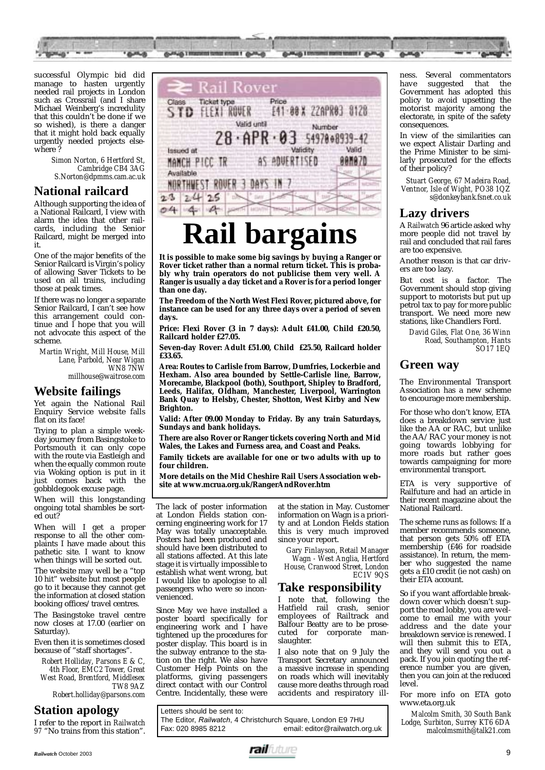successful Olympic bid did manage to hasten urgently needed rail projects in London such as Crossrail (and I share Michael Weinberg's incredulity that this couldn't be done if we so wished), is there a danger that it might hold back equally urgently needed projects elsewhere?

*Simon Norton, 6 Hertford St, Cambridge CB4 3AG S.Norton@dpmms.cam.ac.uk*

## National railcard

Although supporting the idea of a National Railcard, I view with alarm the idea that other railcards, including the Senior Railcard, might be merged into it.

One of the major benefits of the Senior Railcard is Virgin's policy of allowing Saver Tickets to be used on all trains, including those at peak times.

If there was no longer a separate Senior Railcard, I can't see how this arrangement could continue and I hope that you will not advocate this aspect of the scheme.

*Martin Wright, Mill House, Mill Lane, Parbold, Near Wigan WN8 7NW millhouse@waitrose.com*

## Website failings

Yet again the National Rail Enquiry Service website falls flat on its face!

Trying to plan a simple weekday journey from Basingstoke to Portsmouth it can only cope with the route via Eastleigh and when the equally common route via Woking option is put in it just comes back with the gobbldegook excuse page.

When will this longstanding ongoing total shambles be sorted out?

When will I get a proper response to all the other complaints I have made about this pathetic site. I want to know when things will be sorted out.

The website may well be a "top 10 hit" website but most people go to it because they cannot get the information at closed station booking offices/travel centres.

The Basingstoke travel centre now closes at 17.00 (earlier on Saturday).

Even then it is sometimes closed because of "staff shortages".

*Robert Holliday, Parsons E & C, 4th Floor, EMC2 Tower, Great West Road, Brentford, Middlesex TW8 9AZ Robert.holliday@parsons.com*

## Station apology

I refer to the report in *Railwatch 97* "No trains from this station".

The lack of poster information at London Fields station concerning engineering work for 17 May was totally unacceptable. Posters had been produced and should have been distributed to all stations affected. At this late stage it is virtually impossible to establish what went wrong, but I would like to apologise to all passengers who were so inconvenienced.

Since May we have installed a poster board specifically for engineering work and I have tightened up the procedures for poster display. This board is in the subway entrance to the station on the right. We also have Customer Help Points on the platforms, giving passengers direct contact with our Control Centre. Incidentally, these were at the station in May. Customer information on Wagn is a priority and at London Fields station this is very much improved since your report.

*Gary Finlayson, Retail Manager Wagn - West Anglia, Hertford House, Cranwood Street, London EC1V 9QS*

# Rail bargains

**It is possible to make some big savings by buying a Ranger or Rover ticket rather than a normal return ticket. This is probably why train operators do not publicise them very well. A Ranger is usually a day ticket and a Rover is for a period longer than one day.**

**The Freedom of the North West Flexi Rover, pictured above, for instance can be used for any three days over a period of seven days.**

**Price: Flexi Rover (3 in 7 days): Adult £41.00, Child £20.50, Railcard holder £27.05.**

**Seven-day Rover: Adult £51.00, Child £25.50, Railcard holder £33.65.**

**Area: Routes to Carlisle from Barrow, Dumfries, Lockerbie and Hexham. Also area bounded by Settle-Carlisle line, Barrow, Morecambe, Blackpool (both), Southport, Shipley to Bradford, Leeds, Halifax, Oldham, Manchester, Liverpool, Warrington Bank Quay to Helsby, Chester, Shotton, West Kirby and New Brighton.**

**Valid: After 09.00 Monday to Friday. By any train Saturdays, Sundays and bank holidays.**

**There are also Rover or Ranger tickets covering North and Mid Wales, the Lakes and Furness area, and Coast and Peaks.**

**Family tickets are available for one or two adults with up to four children.**

**More details on the Mid Cheshire Rail Users Association website at www.mcrua.org.uk/RangerAndRover.htm**

## Take responsibility

I note that, following the Hatfield rail crash, senior employees of Railtrack and Balfour Beatty are to be prosecuted for corporate manslaughter.

I also note that on 9 July the Transport Secretary announced a massive increase in spending on roads which will inevitably cause more deaths through road accidents and respiratory illness. Several commentators have suggested that the Government has adopted this policy to avoid upsetting the motorist majority among the electorate, in spite of the safety consequences.

In view of the similarities can we expect Alistair Darling and the Prime Minister to be similarly prosecuted for the effects of their policy?

*Stuart George, 67 Madeira Road, Ventnor, Isle of Wight, PO38 1QZ s@donkeybank.fsnet.co.uk*

## Lazy drivers

A *Railwatch* 96 article asked why more people did not travel by rail and concluded that rail fares are too expensive.

Another reason is that car drivers are too lazy.

But cost is a factor. The Government should stop giving support to motorists but put up petrol tax to pay for more public transport. We need more new stations, like Chandlers Ford.

*David Giles, Flat One, 36 Winn Road, Southampton, Hants SO17 1EQ*

## Green way

The Environmental Transport Association has a new scheme to encourage more membership.

For those who don't know, ETA does a breakdown service just like the AA or RAC, but unlike the AA/RAC your money is not going towards lobbying for more roads but rather goes towards campaigning for more environmental transport.

ETA is very supportive of Railfuture and had an article in their recent magazine about the National Railcard.

The scheme runs as follows: If a member recommends someone, that person gets 50% off ETA membership (£46 for roadside assistance). In return, the member who suggested the name gets a £10 credit (ie not cash) on their ETA account.

So if you want affordable breakdown cover which doesn't support the road lobby, you are welcome to email me with your address and the date your breakdown service is renewed. I will then submit this to ETA, and they will send you out a pack. If you join quoting the reference number you are given, then you can join at the reduced level.

For more info on ETA goto www.eta.org.uk

*Malcolm Smith, 30 South Bank Lodge, Surbiton, Surrey KT6 6DA malcolmsmith@talk21.com*

Letters should be sent to:
The Editor, *Railwatch*, 4 Christchurch Square, London E9 7HU
Fax: 020 8985 8212 email: editor@railwatch.org.uk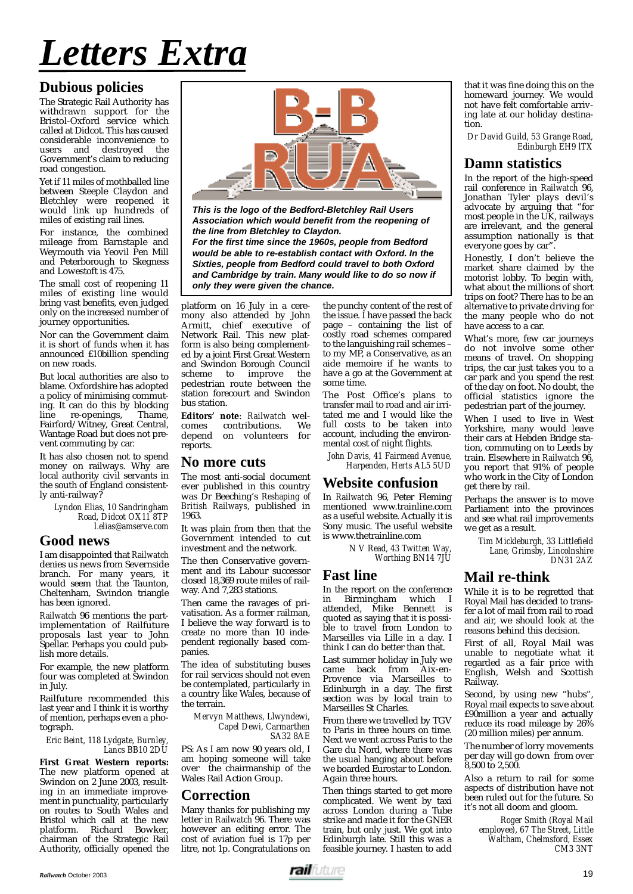# Letters Extra

## Dubious policies

The Strategic Rail Authority has withdrawn support for the Bristol-Oxford service which called at Didcot. This has caused considerable inconvenience to users and destroyed the Government's claim to reducing road congestion.

Yet if 11 miles of mothballed line between Steeple Claydon and Bletchley were reopened it would link up hundreds of miles of existing rail lines.

For instance, the combined mileage from Barnstaple and Weymouth via Yeovil Pen Mill and Peterborough to Skegness and Lowestoft is 475.

The small cost of reopening 11 miles of existing line would bring vast benefits, even judged only on the increased number of journey opportunities.

Nor can the Government claim it is short of funds when it has announced £10billion spending on new roads.

But local authorities are also to blame. Oxfordshire has adopted a policy of minimising commuting. It can do this by blocking line re-openings, Thame, Fairford/Witney, Great Central, Wantage Road but does not prevent commuting by car.

It has also chosen not to spend money on railways. Why are local authority civil servants in the south of England consistently anti-railway?

*Lyndon Elias, 10 Sandringham Road, Didcot OX11 8TP l.elias@amserve.com*

## Good news

I am disappointed that *Railwatch* denies us news from Severnside branch. For many years, it would seem that the Taunton, Cheltenham, Swindon triangle has been ignored.

*Railwatch* 96 mentions the part-implementation of Railfuture proposals last year to John Spellar. Perhaps you could publish more details.

For example, the new platform four was completed at Swindon in July.

Railfuture recommended this last year and I think it is worthy of mention, perhaps even a photograph.

*Eric Beint, 118 Lydgate, Burnley, Lancs BB10 2DU*

**First Great Western reports:** The new platform opened at Swindon on 2 June 2003, resulting in an immediate improvement in punctuality, particularly on routes to South Wales and Bristol which call at the new platform. Richard Bowker, chairman of the Strategic Rail Authority, officially opened the platform on 16 July in a ceremony also attended by John Armitt, chief executive of Network Rail. This new platform is also being complemented by a joint First Great Western and Swindon Borough Council scheme to improve the pedestrian route between the station forecourt and Swindon bus station.

**Editors' note**: *Railwatch* welcomes contributions. We depend on volunteers for reports.

***This is the logo of the Bedford-Bletchley Rail Users Association which would benefit from the reopening of the line from Bletchley to Claydon.***
***For the first time since the 1960s, people from Bedford would be able to re-establish contact with Oxford. In the Sixties, people from Bedford could travel to both Oxford and Cambridge by train. Many would like to do so now if only they were given the chance.***

## No more cuts

The most anti-social document ever published in this country was Dr Beeching's *Reshaping of British Railways*, published in 1963.

It was plain from then that the Government intended to cut investment and the network.

The then Conservative government and its Labour successor closed 18,369 route miles of railway. And 7,283 stations.

Then came the ravages of privatisation. As a former railman, I believe the way forward is to create no more than 10 independent regionally based companies.

The idea of substituting buses for rail services should not even be contemplated, particularly in a country like Wales, because of the terrain.

*Mervyn Matthews, Llwyndewi, Capel Dewi, Carmarthen SA32 8AE*

PS: As I am now 90 years old, I am hoping someone will take over the chairmanship of the Wales Rail Action Group.

## Correction

Many thanks for publishing my letter in *Railwatch* 96. There was however an editing error. The cost of aviation fuel is 17p per litre, not 1p. Congratulations on the punchy content of the rest of the issue. I have passed the back page – containing the list of costly road schemes compared to the languishing rail schemes – to my MP, a Conservative, as an aide memoire if he wants to have a go at the Government at some time.

The Post Office's plans to transfer mail to road and air irritated me and I would like the full costs to be taken into account, including the environmental cost of night flights.

*John Davis, 41 Fairmead Avenue, Harpenden, Herts AL5 5UD*

## Website confusion

In *Railwatch* 96, Peter Fleming mentioned www.trainline.com as a useful website. Actually it is Sony music. The useful website is www.thetrainline.com

*N V Read, 43 Twitten Way, Worthing BN14 7JU*

## Fast line

In the report on the conference in Birmingham which I attended, Mike Bennett is quoted as saying that it is possible to travel from London to Marseilles via Lille in a day. I think I can do better than that.

Last summer holiday in July we came back from Aix-en-Provence via Marseilles to Edinburgh in a day. The first section was by local train to Marseilles St Charles.

From there we travelled by TGV to Paris in three hours on time. Next we went across Paris to the Gare du Nord, where there was the usual hanging about before we boarded Eurostar to London. Again three hours.

Then things started to get more complicated. We went by taxi across London during a Tube strike and made it for the GNER train, but only just. We got into Edinburgh late. Still this was a feasible journey. I hasten to add that it was fine doing this on the homeward journey. We would not have felt comfortable arriving late at our holiday destination.

*Dr David Guild, 53 Grange Road, Edinburgh EH9 1TX*

## Damn statistics

In the report of the high-speed rail conference in *Railwatch* 96, Jonathan Tyler plays devil's advocate by arguing that "for most people in the UK, railways are irrelevant, and the general assumption nationally is that everyone goes by car".

Honestly, I don't believe the market share claimed by the motorist lobby. To begin with, what about the millions of short trips on foot? There has to be an alternative to private driving for the many people who do not have access to a car.

What's more, few car journeys do not involve some other means of travel. On shopping trips, the car just takes you to a car park and you spend the rest of the day on foot. No doubt, the official statistics ignore the pedestrian part of the journey.

When I used to live in West Yorkshire, many would leave their cars at Hebden Bridge station, commuting on to Leeds by train. Elsewhere in *Railwatch* 96, you report that 91% of people who work in the City of London get there by rail.

Perhaps the answer is to move Parliament into the provinces and see what rail improvements we get as a result.

*Tim Mickleburgh, 33 Littlefield Lane, Grimsby, Lincolnshire DN31 2AZ*

## Mail re-think

While it is to be regretted that Royal Mail has decided to transfer a lot of mail from rail to road and air, we should look at the reasons behind this decision.

First of all, Royal Mail was unable to negotiate what it regarded as a fair price with English, Welsh and Scottish Railway.

Second, by using new "hubs", Royal mail expects to save about £90million a year and actually reduce its road mileage by 26% (20 million miles) per annum.

The number of lorry movements per day will go down from over 8,500 to 2,500.

Also a return to rail for some aspects of distribution have not been ruled out for the future. So it's not all doom and gloom.

*Roger Smith (Royal Mail employee), 67 The Street, Little Waltham, Chelmsford, Essex CM3 3NT*